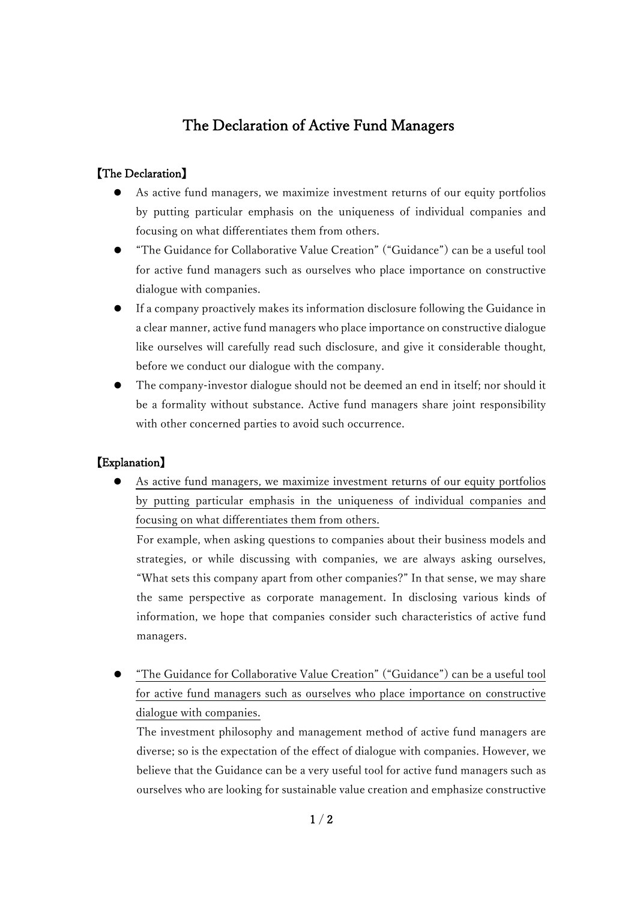# The Declaration of Active Fund Managers

## 【The Declaration】

- As active fund managers, we maximize investment returns of our equity portfolios by putting particular emphasis on the uniqueness of individual companies and focusing on what differentiates them from others.
- "The Guidance for Collaborative Value Creation" ("Guidance") can be a useful tool for active fund managers such as ourselves who place importance on constructive dialogue with companies.
- If a company proactively makes its information disclosure following the Guidance in a clear manner, active fund managers who place importance on constructive dialogue like ourselves will carefully read such disclosure, and give it considerable thought, before we conduct our dialogue with the company.
- The company-investor dialogue should not be deemed an end in itself; nor should it be a formality without substance. Active fund managers share joint responsibility with other concerned parties to avoid such occurrence.

## 【Explanation】

- <u>As active fund managers, we maximize investment returns of our equity portfolios by putting particular emphasis in the uniqueness of individual companies and focusing on what differentiates them from others.</u>

  For example, when asking questions to companies about their business models and strategies, or while discussing with companies, we are always asking ourselves, "What sets this company apart from other companies?" In that sense, we may share the same perspective as corporate management. In disclosing various kinds of information, we hope that companies consider such characteristics of active fund managers.

- <u>"The Guidance for Collaborative Value Creation" ("Guidance") can be a useful tool for active fund managers such as ourselves who place importance on constructive dialogue with companies.</u>

  The investment philosophy and management method of active fund managers are diverse; so is the expectation of the effect of dialogue with companies. However, we believe that the Guidance can be a very useful tool for active fund managers such as ourselves who are looking for sustainable value creation and emphasize constructive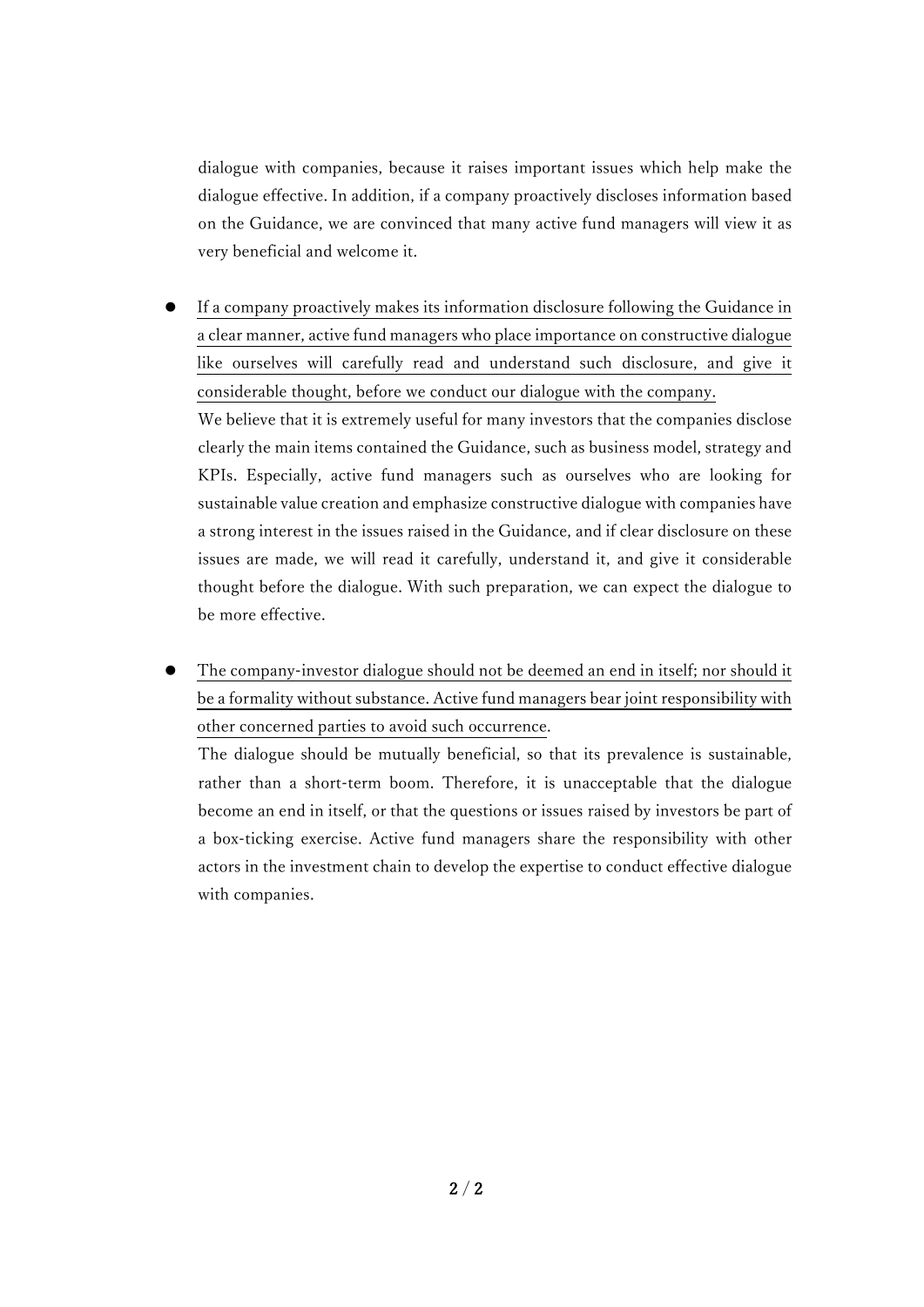dialogue with companies, because it raises important issues which help make the dialogue effective. In addition, if a company proactively discloses information based on the Guidance, we are convinced that many active fund managers will view it as very beneficial and welcome it.

- <u>If a company proactively makes its information disclosure following the Guidance in a clear manner, active fund managers who place importance on constructive dialogue like ourselves will carefully read and understand such disclosure, and give it considerable thought, before we conduct our dialogue with the company.</u>
  We believe that it is extremely useful for many investors that the companies disclose clearly the main items contained the Guidance, such as business model, strategy and KPIs. Especially, active fund managers such as ourselves who are looking for sustainable value creation and emphasize constructive dialogue with companies have a strong interest in the issues raised in the Guidance, and if clear disclosure on these issues are made, we will read it carefully, understand it, and give it considerable thought before the dialogue. With such preparation, we can expect the dialogue to be more effective.

- <u>The company-investor dialogue should not be deemed an end in itself; nor should it be a formality without substance. Active fund managers bear joint responsibility with other concerned parties to avoid such occurrence.</u>
  The dialogue should be mutually beneficial, so that its prevalence is sustainable, rather than a short-term boom. Therefore, it is unacceptable that the dialogue become an end in itself, or that the questions or issues raised by investors be part of a box-ticking exercise. Active fund managers share the responsibility with other actors in the investment chain to develop the expertise to conduct effective dialogue with companies.